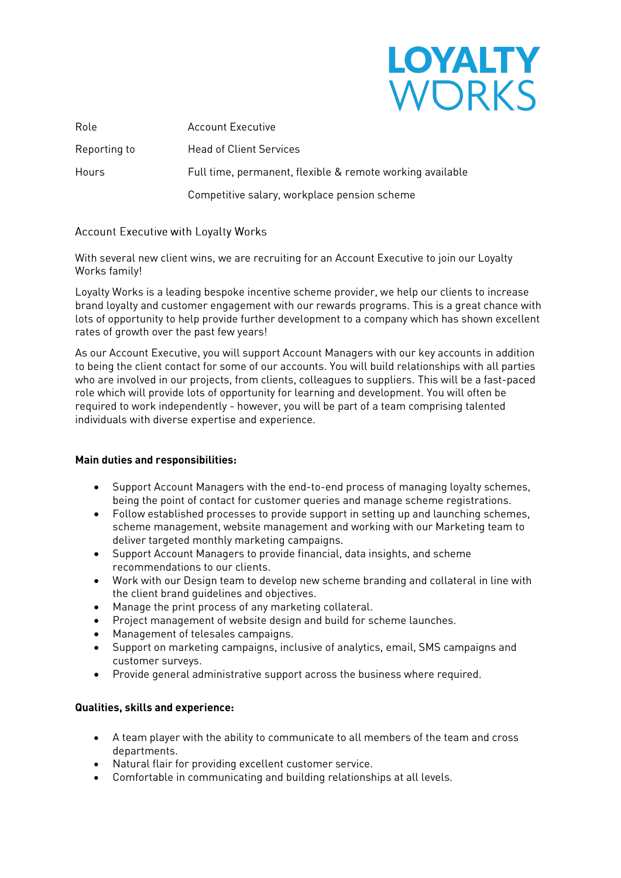LOYALTY WORKS

| | |
|---|---|
| Role | Account Executive |
| Reporting to | Head of Client Services |
| Hours | Full time, permanent, flexible & remote working available |
| | Competitive salary, workplace pension scheme |

Account Executive with Loyalty Works

With several new client wins, we are recruiting for an Account Executive to join our Loyalty Works family!

Loyalty Works is a leading bespoke incentive scheme provider, we help our clients to increase brand loyalty and customer engagement with our rewards programs. This is a great chance with lots of opportunity to help provide further development to a company which has shown excellent rates of growth over the past few years!

As our Account Executive, you will support Account Managers with our key accounts in addition to being the client contact for some of our accounts. You will build relationships with all parties who are involved in our projects, from clients, colleagues to suppliers. This will be a fast-paced role which will provide lots of opportunity for learning and development. You will often be required to work independently - however, you will be part of a team comprising talented individuals with diverse expertise and experience.

**Main duties and responsibilities:**

- Support Account Managers with the end-to-end process of managing loyalty schemes, being the point of contact for customer queries and manage scheme registrations.
- Follow established processes to provide support in setting up and launching schemes, scheme management, website management and working with our Marketing team to deliver targeted monthly marketing campaigns.
- Support Account Managers to provide financial, data insights, and scheme recommendations to our clients.
- Work with our Design team to develop new scheme branding and collateral in line with the client brand guidelines and objectives.
- Manage the print process of any marketing collateral.
- Project management of website design and build for scheme launches.
- Management of telesales campaigns.
- Support on marketing campaigns, inclusive of analytics, email, SMS campaigns and customer surveys.
- Provide general administrative support across the business where required.

**Qualities, skills and experience:**

- A team player with the ability to communicate to all members of the team and cross departments.
- Natural flair for providing excellent customer service.
- Comfortable in communicating and building relationships at all levels.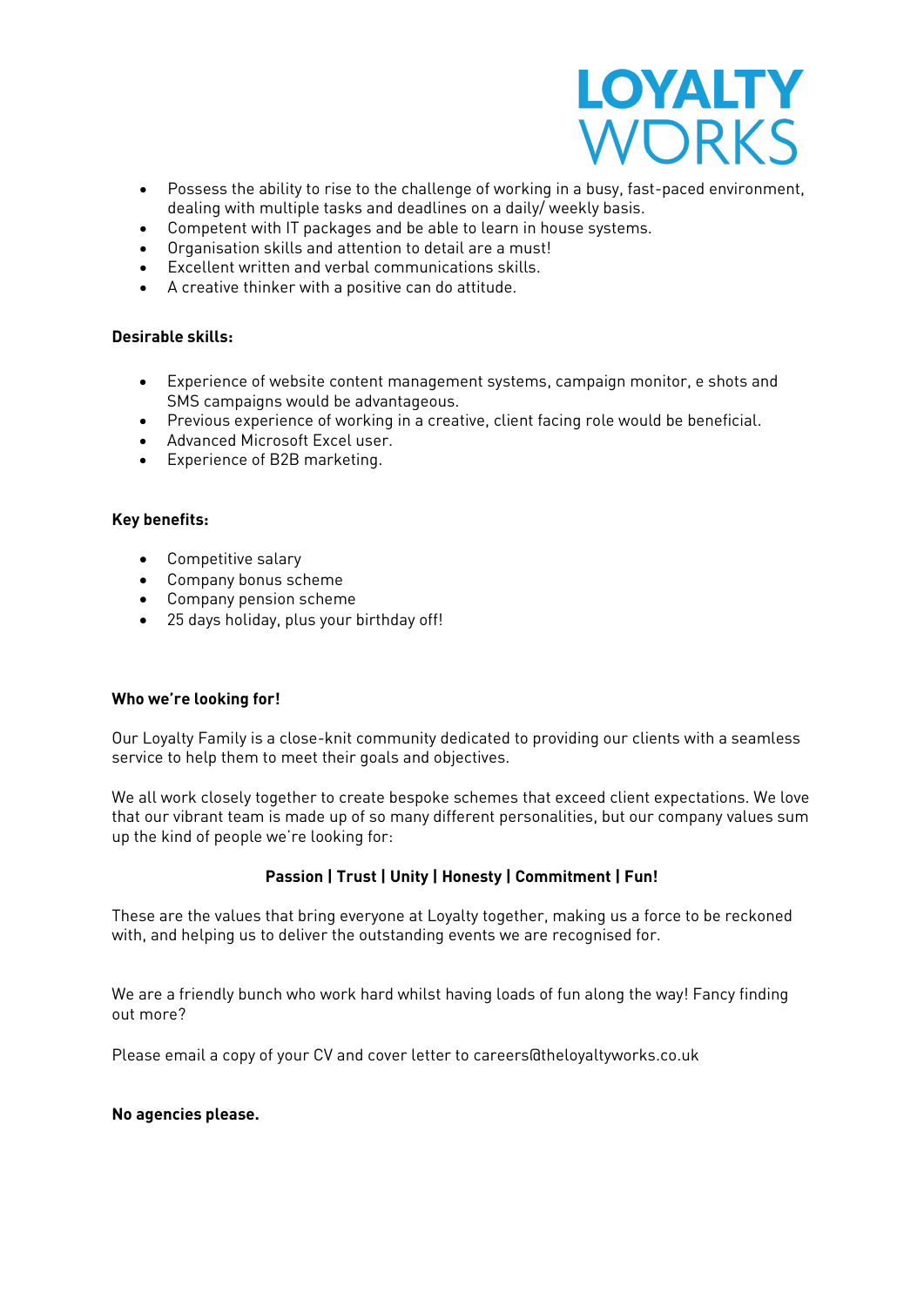- Possess the ability to rise to the challenge of working in a busy, fast-paced environment, dealing with multiple tasks and deadlines on a daily/ weekly basis.
- Competent with IT packages and be able to learn in house systems.
- Organisation skills and attention to detail are a must!
- Excellent written and verbal communications skills.
- A creative thinker with a positive can do attitude.

**Desirable skills:**

- Experience of website content management systems, campaign monitor, e shots and SMS campaigns would be advantageous.
- Previous experience of working in a creative, client facing role would be beneficial.
- Advanced Microsoft Excel user.
- Experience of B2B marketing.

**Key benefits:**

- Competitive salary
- Company bonus scheme
- Company pension scheme
- 25 days holiday, plus your birthday off!

**Who we're looking for!**

Our Loyalty Family is a close-knit community dedicated to providing our clients with a seamless service to help them to meet their goals and objectives.

We all work closely together to create bespoke schemes that exceed client expectations. We love that our vibrant team is made up of so many different personalities, but our company values sum up the kind of people we're looking for:

**Passion | Trust | Unity | Honesty | Commitment | Fun!**

These are the values that bring everyone at Loyalty together, making us a force to be reckoned with, and helping us to deliver the outstanding events we are recognised for.

We are a friendly bunch who work hard whilst having loads of fun along the way! Fancy finding out more?

Please email a copy of your CV and cover letter to careers@theloyaltyworks.co.uk

**No agencies please.**